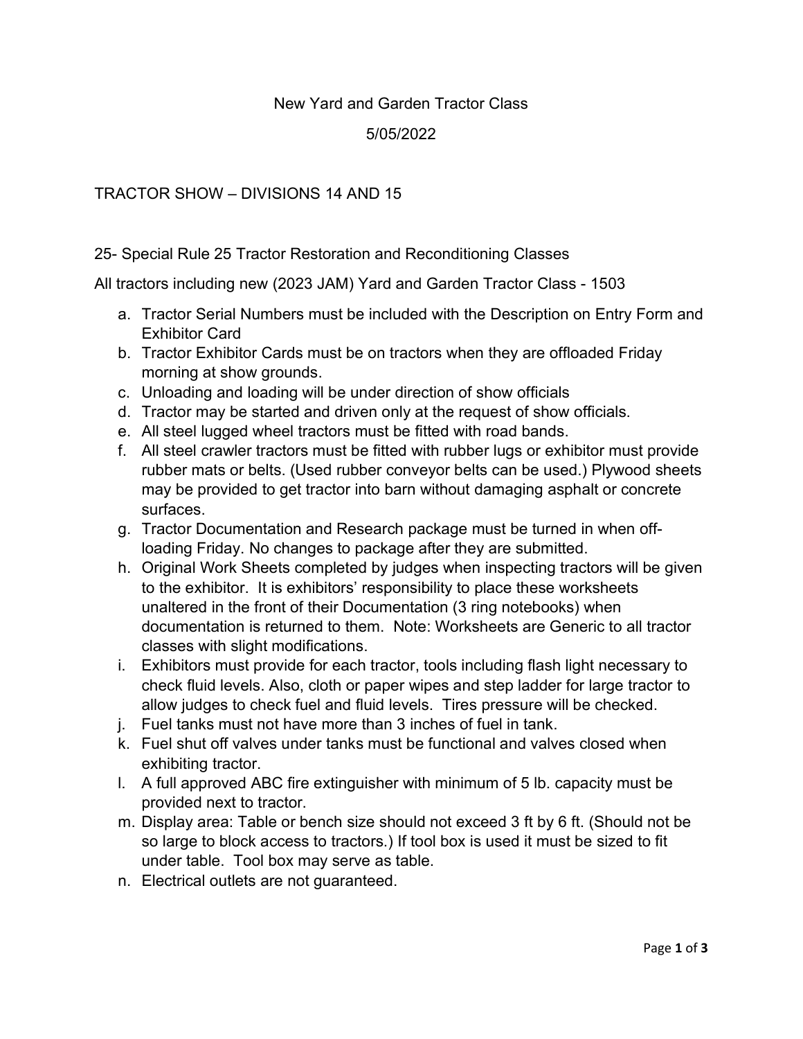New Yard and Garden Tractor Class

5/05/2022

TRACTOR SHOW – DIVISIONS 14 AND 15

25- Special Rule 25 Tractor Restoration and Reconditioning Classes

All tractors including new (2023 JAM) Yard and Garden Tractor Class - 1503

a. Tractor Serial Numbers must be included with the Description on Entry Form and Exhibitor Card
b. Tractor Exhibitor Cards must be on tractors when they are offloaded Friday morning at show grounds.
c. Unloading and loading will be under direction of show officials
d. Tractor may be started and driven only at the request of show officials.
e. All steel lugged wheel tractors must be fitted with road bands.
f. All steel crawler tractors must be fitted with rubber lugs or exhibitor must provide rubber mats or belts. (Used rubber conveyor belts can be used.) Plywood sheets may be provided to get tractor into barn without damaging asphalt or concrete surfaces.
g. Tractor Documentation and Research package must be turned in when off-loading Friday. No changes to package after they are submitted.
h. Original Work Sheets completed by judges when inspecting tractors will be given to the exhibitor. It is exhibitors' responsibility to place these worksheets unaltered in the front of their Documentation (3 ring notebooks) when documentation is returned to them. Note: Worksheets are Generic to all tractor classes with slight modifications.
i. Exhibitors must provide for each tractor, tools including flash light necessary to check fluid levels. Also, cloth or paper wipes and step ladder for large tractor to allow judges to check fuel and fluid levels. Tires pressure will be checked.
j. Fuel tanks must not have more than 3 inches of fuel in tank.
k. Fuel shut off valves under tanks must be functional and valves closed when exhibiting tractor.
l. A full approved ABC fire extinguisher with minimum of 5 lb. capacity must be provided next to tractor.
m. Display area: Table or bench size should not exceed 3 ft by 6 ft. (Should not be so large to block access to tractors.) If tool box is used it must be sized to fit under table. Tool box may serve as table.
n. Electrical outlets are not guaranteed.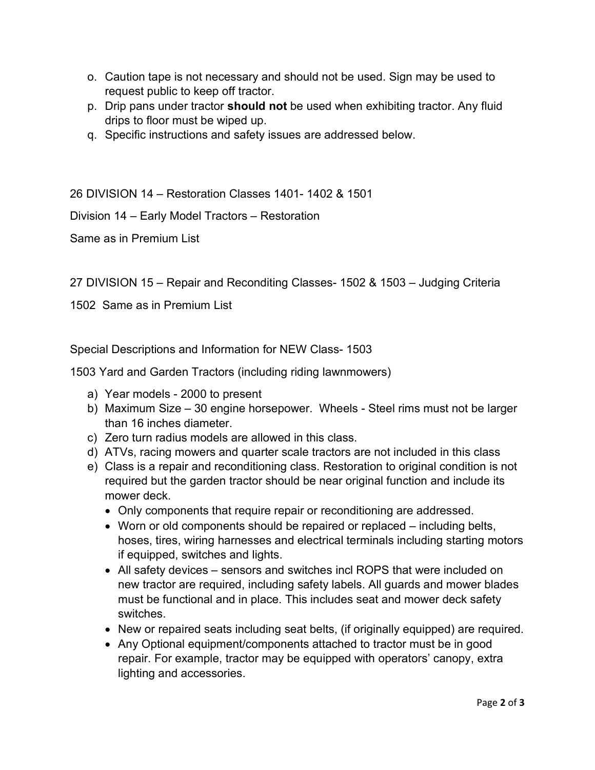o. Caution tape is not necessary and should not be used. Sign may be used to request public to keep off tractor.
p. Drip pans under tractor **should not** be used when exhibiting tractor. Any fluid drips to floor must be wiped up.
q. Specific instructions and safety issues are addressed below.

26 DIVISION 14 – Restoration Classes 1401- 1402 & 1501

Division 14 – Early Model Tractors – Restoration

Same as in Premium List

27 DIVISION 15 – Repair and Reconditing Classes- 1502 & 1503 – Judging Criteria

1502 Same as in Premium List

Special Descriptions and Information for NEW Class- 1503

1503 Yard and Garden Tractors (including riding lawnmowers)

a) Year models - 2000 to present
b) Maximum Size – 30 engine horsepower. Wheels - Steel rims must not be larger than 16 inches diameter.
c) Zero turn radius models are allowed in this class.
d) ATVs, racing mowers and quarter scale tractors are not included in this class
e) Class is a repair and reconditioning class. Restoration to original condition is not required but the garden tractor should be near original function and include its mower deck.
   - Only components that require repair or reconditioning are addressed.
   - Worn or old components should be repaired or replaced – including belts, hoses, tires, wiring harnesses and electrical terminals including starting motors if equipped, switches and lights.
   - All safety devices – sensors and switches incl ROPS that were included on new tractor are required, including safety labels. All guards and mower blades must be functional and in place. This includes seat and mower deck safety switches.
   - New or repaired seats including seat belts, (if originally equipped) are required.
   - Any Optional equipment/components attached to tractor must be in good repair. For example, tractor may be equipped with operators' canopy, extra lighting and accessories.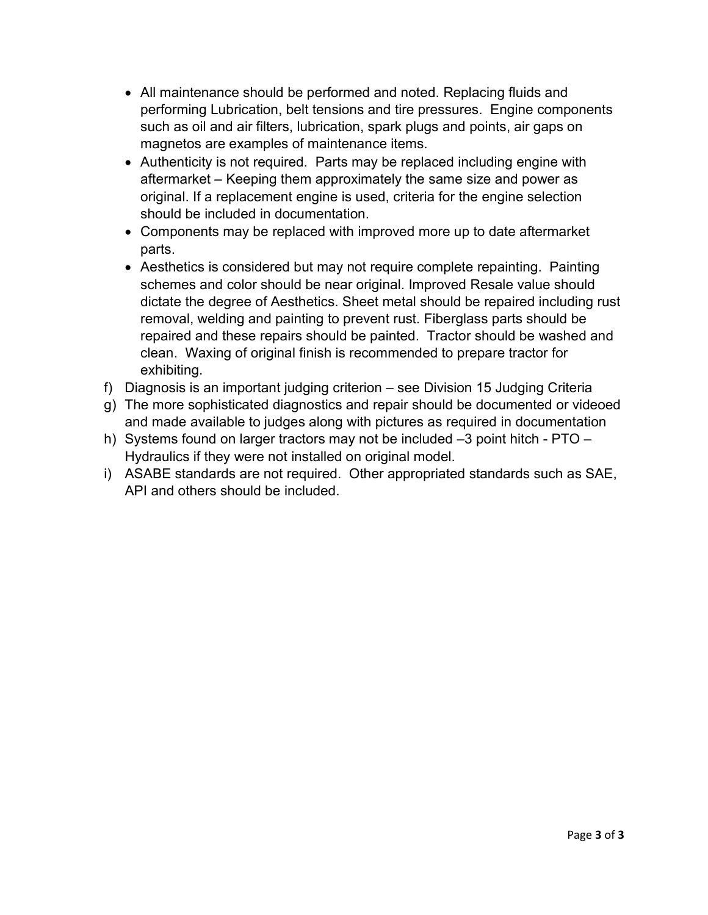- All maintenance should be performed and noted. Replacing fluids and performing Lubrication, belt tensions and tire pressures. Engine components such as oil and air filters, lubrication, spark plugs and points, air gaps on magnetos are examples of maintenance items.
- Authenticity is not required. Parts may be replaced including engine with aftermarket – Keeping them approximately the same size and power as original. If a replacement engine is used, criteria for the engine selection should be included in documentation.
- Components may be replaced with improved more up to date aftermarket parts.
- Aesthetics is considered but may not require complete repainting. Painting schemes and color should be near original. Improved Resale value should dictate the degree of Aesthetics. Sheet metal should be repaired including rust removal, welding and painting to prevent rust. Fiberglass parts should be repaired and these repairs should be painted. Tractor should be washed and clean. Waxing of original finish is recommended to prepare tractor for exhibiting.

f) Diagnosis is an important judging criterion – see Division 15 Judging Criteria

g) The more sophisticated diagnostics and repair should be documented or videoed and made available to judges along with pictures as required in documentation

h) Systems found on larger tractors may not be included –3 point hitch - PTO – Hydraulics if they were not installed on original model.

i) ASABE standards are not required. Other appropriated standards such as SAE, API and others should be included.